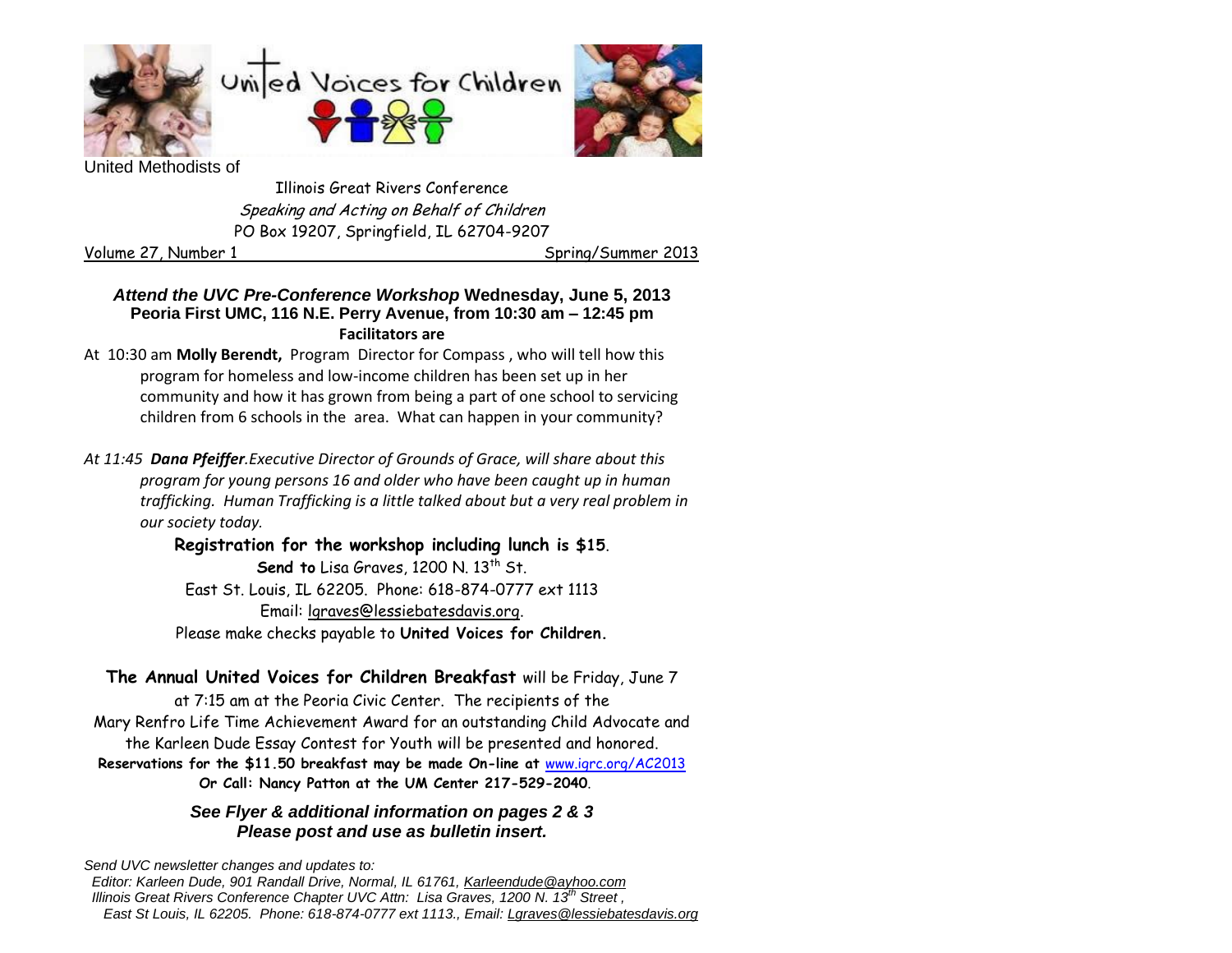# United Voices for Children

United Methodists of

Illinois Great Rivers Conference

*Speaking and Acting on Behalf of Children*

PO Box 19207, Springfield, IL 62704-9207

Volume 27, Number 1 Spring/Summer 2013

## *Attend the UVC Pre-Conference Workshop* Wednesday, June 5, 2013

**Peoria First UMC, 116 N.E. Perry Avenue, from 10:30 am – 12:45 pm**

**Facilitators are**

At 10:30 am **Molly Berendt,** Program Director for Compass , who will tell how this program for homeless and low-income children has been set up in her community and how it has grown from being a part of one school to servicing children from 6 schools in the area. What can happen in your community?

*At 11:45* ***Dana Pfeiffer****.Executive Director of Grounds of Grace, will share about this program for young persons 16 and older who have been caught up in human trafficking. Human Trafficking is a little talked about but a very real problem in our society today.*

**Registration for the workshop including lunch is $15**.

**Send to** Lisa Graves, 1200 N. 13th St.

East St. Louis, IL 62205. Phone: 618-874-0777 ext 1113

Email: lgraves@lessiebatesdavis.org.

Please make checks payable to **United Voices for Children.**

**The Annual United Voices for Children Breakfast** will be Friday, June 7 at 7:15 am at the Peoria Civic Center. The recipients of the Mary Renfro Life Time Achievement Award for an outstanding Child Advocate and the Karleen Dude Essay Contest for Youth will be presented and honored.

**Reservations for the $11.50 breakfast may be made On-line at** www.igrc.org/AC2013

**Or Call: Nancy Patton at the UM Center 217-529-2040**.

***See Flyer & additional information on pages 2 & 3***

***Please post and use as bulletin insert.***

*Send UVC newsletter changes and updates to:*

*Editor: Karleen Dude, 901 Randall Drive, Normal, IL 61761, Karleendude@ayhoo.com*

*Illinois Great Rivers Conference Chapter UVC Attn: Lisa Graves, 1200 N. 13th Street ,*

*East St Louis, IL 62205. Phone: 618-874-0777 ext 1113., Email: Lgraves@lessiebatesdavis.org*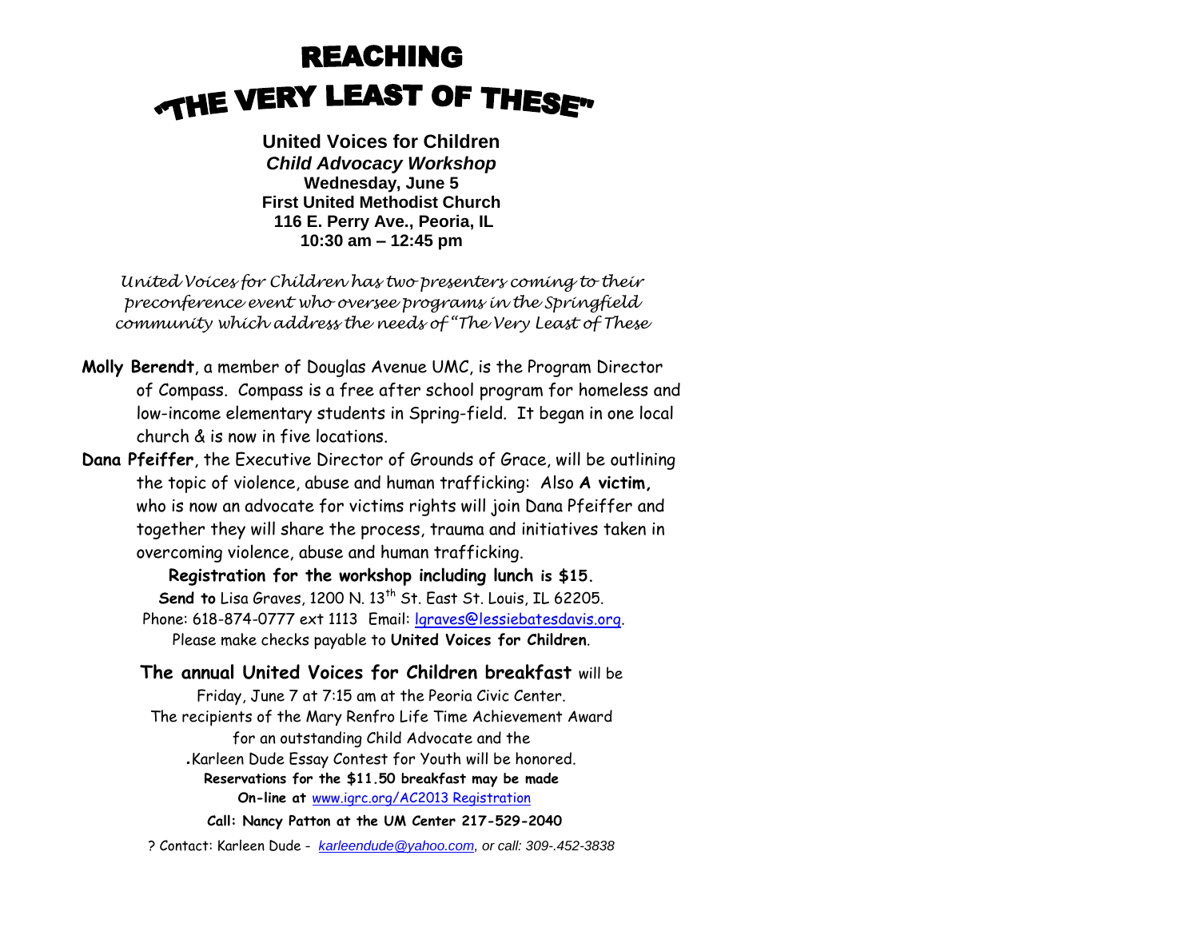# REACHING "THE VERY LEAST OF THESE"

**United Voices for Children**
***Child Advocacy Workshop***
**Wednesday, June 5**
**First United Methodist Church**
**116 E. Perry Ave., Peoria, IL**
**10:30 am – 12:45 pm**

*United Voices for Children has two presenters coming to their preconference event who oversee programs in the Springfield community which address the needs of "The Very Least of These*

**Molly Berendt**, a member of Douglas Avenue UMC, is the Program Director of Compass. Compass is a free after school program for homeless and low-income elementary students in Spring-field. It began in one local church & is now in five locations.

**Dana Pfeiffer**, the Executive Director of Grounds of Grace, will be outlining the topic of violence, abuse and human trafficking: Also **A victim,** who is now an advocate for victims rights will join Dana Pfeiffer and together they will share the process, trauma and initiatives taken in overcoming violence, abuse and human trafficking.

**Registration for the workshop including lunch is $15.**
**Send to** Lisa Graves, 1200 N. 13th St. East St. Louis, IL 62205.
Phone: 618-874-0777 ext 1113 Email: lgraves@lessiebatesdavis.org.
Please make checks payable to **United Voices for Children**.

**The annual United Voices for Children breakfast** will be Friday, June 7 at 7:15 am at the Peoria Civic Center.
The recipients of the Mary Renfro Life Time Achievement Award for an outstanding Child Advocate and the .Karleen Dude Essay Contest for Youth will be honored.
**Reservations for the $11.50 breakfast may be made**
**On-line at** www.igrc.org/AC2013 Registration
**Call: Nancy Patton at the UM Center 217-529-2040**

? Contact: Karleen Dude - *karleendude@yahoo.com, or call: 309-.452-3838*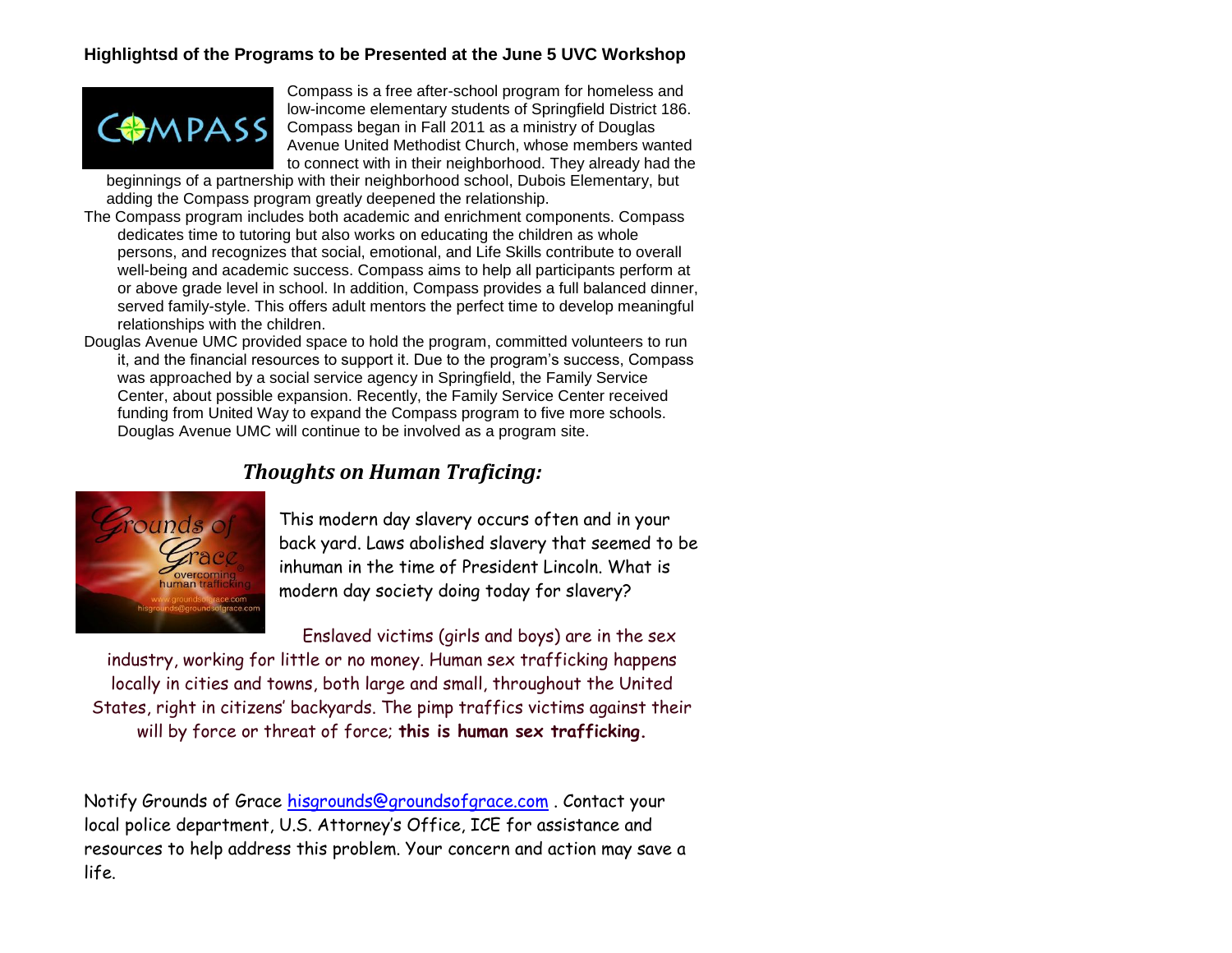### Highlightsd of the Programs to be Presented at the June 5 UVC Workshop

Compass is a free after-school program for homeless and low-income elementary students of Springfield District 186. Compass began in Fall 2011 as a ministry of Douglas Avenue United Methodist Church, whose members wanted to connect with in their neighborhood. They already had the beginnings of a partnership with their neighborhood school, Dubois Elementary, but adding the Compass program greatly deepened the relationship.

The Compass program includes both academic and enrichment components. Compass dedicates time to tutoring but also works on educating the children as whole persons, and recognizes that social, emotional, and Life Skills contribute to overall well-being and academic success. Compass aims to help all participants perform at or above grade level in school. In addition, Compass provides a full balanced dinner, served family-style. This offers adult mentors the perfect time to develop meaningful relationships with the children.

Douglas Avenue UMC provided space to hold the program, committed volunteers to run it, and the financial resources to support it. Due to the program's success, Compass was approached by a social service agency in Springfield, the Family Service Center, about possible expansion. Recently, the Family Service Center received funding from United Way to expand the Compass program to five more schools. Douglas Avenue UMC will continue to be involved as a program site.

## *Thoughts on Human Traficing:*

This modern day slavery occurs often and in your back yard. Laws abolished slavery that seemed to be inhuman in the time of President Lincoln. What is modern day society doing today for slavery?

Enslaved victims (girls and boys) are in the sex industry, working for little or no money. Human sex trafficking happens locally in cities and towns, both large and small, throughout the United States, right in citizens' backyards. The pimp traffics victims against their will by force or threat of force; **this is human sex trafficking.**

Notify Grounds of Grace hisgrounds@groundsofgrace.com . Contact your local police department, U.S. Attorney's Office, ICE for assistance and resources to help address this problem. Your concern and action may save a life.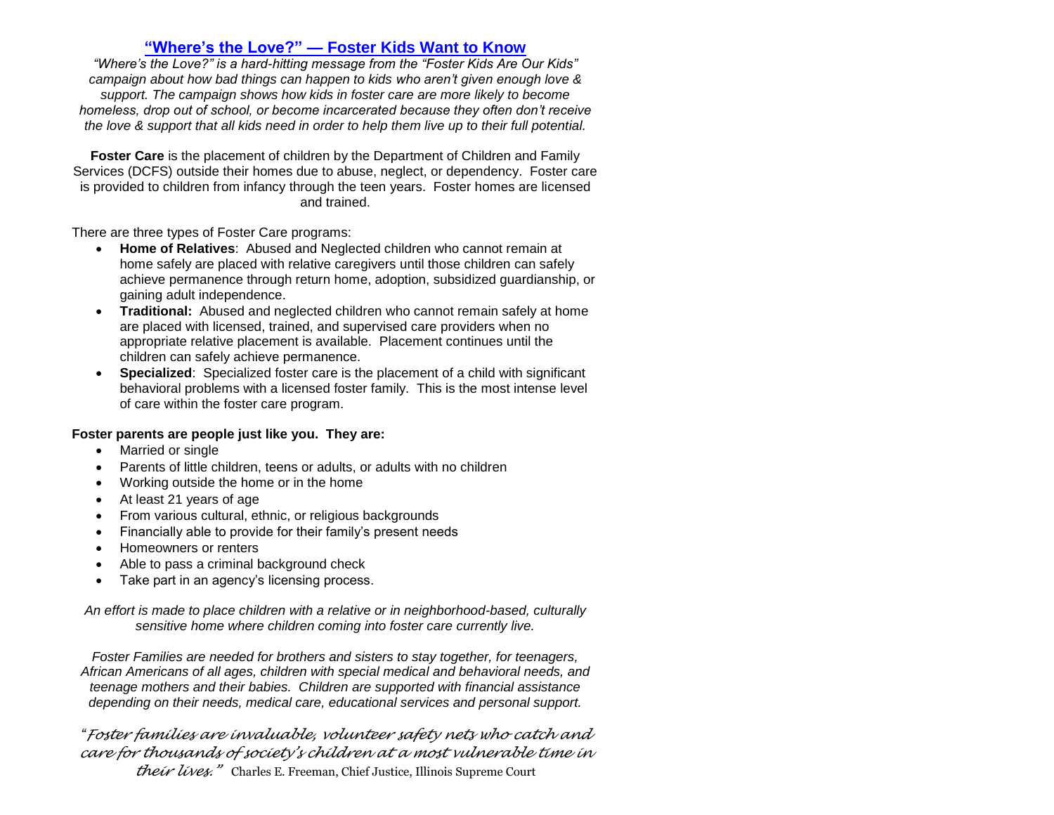## "Where's the Love?" — Foster Kids Want to Know

*"Where's the Love?" is a hard-hitting message from the "Foster Kids Are Our Kids" campaign about how bad things can happen to kids who aren't given enough love & support. The campaign shows how kids in foster care are more likely to become homeless, drop out of school, or become incarcerated because they often don't receive the love & support that all kids need in order to help them live up to their full potential.*

**Foster Care** is the placement of children by the Department of Children and Family Services (DCFS) outside their homes due to abuse, neglect, or dependency. Foster care is provided to children from infancy through the teen years. Foster homes are licensed and trained.

There are three types of Foster Care programs:

- **Home of Relatives**: Abused and Neglected children who cannot remain at home safely are placed with relative caregivers until those children can safely achieve permanence through return home, adoption, subsidized guardianship, or gaining adult independence.
- **Traditional:** Abused and neglected children who cannot remain safely at home are placed with licensed, trained, and supervised care providers when no appropriate relative placement is available. Placement continues until the children can safely achieve permanence.
- **Specialized**: Specialized foster care is the placement of a child with significant behavioral problems with a licensed foster family. This is the most intense level of care within the foster care program.

**Foster parents are people just like you. They are:**

- Married or single
- Parents of little children, teens or adults, or adults with no children
- Working outside the home or in the home
- At least 21 years of age
- From various cultural, ethnic, or religious backgrounds
- Financially able to provide for their family's present needs
- Homeowners or renters
- Able to pass a criminal background check
- Take part in an agency's licensing process.

*An effort is made to place children with a relative or in neighborhood-based, culturally sensitive home where children coming into foster care currently live.*

*Foster Families are needed for brothers and sisters to stay together, for teenagers, African Americans of all ages, children with special medical and behavioral needs, and teenage mothers and their babies. Children are supported with financial assistance depending on their needs, medical care, educational services and personal support.*

*"Foster families are invaluable, volunteer safety nets who catch and care for thousands of society's children at a most vulnerable time in their lives."* Charles E. Freeman, Chief Justice, Illinois Supreme Court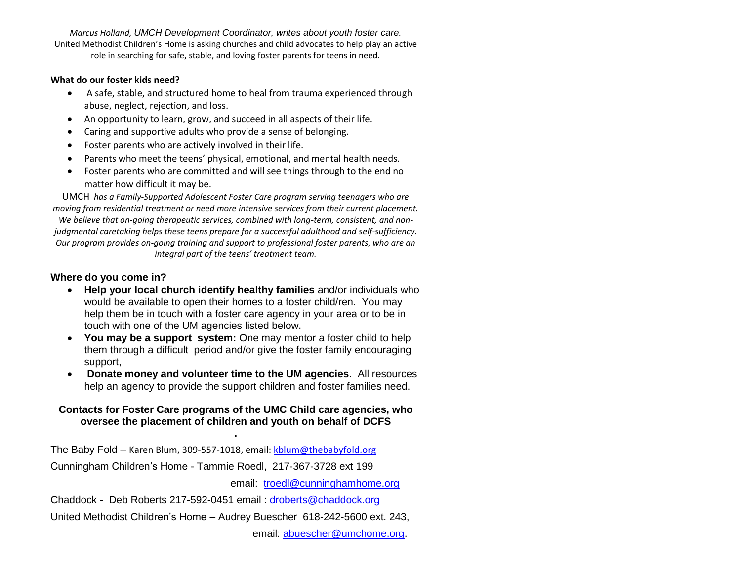*Marcus Holland, UMCH Development Coordinator, writes about youth foster care.*

United Methodist Children's Home is asking churches and child advocates to help play an active role in searching for safe, stable, and loving foster parents for teens in need.

**What do our foster kids need?**

- A safe, stable, and structured home to heal from trauma experienced through abuse, neglect, rejection, and loss.
- An opportunity to learn, grow, and succeed in all aspects of their life.
- Caring and supportive adults who provide a sense of belonging.
- Foster parents who are actively involved in their life.
- Parents who meet the teens' physical, emotional, and mental health needs.
- Foster parents who are committed and will see things through to the end no matter how difficult it may be.

UMCH *has a Family-Supported Adolescent Foster Care program serving teenagers who are moving from residential treatment or need more intensive services from their current placement. We believe that on-going therapeutic services, combined with long-term, consistent, and non-judgmental caretaking helps these teens prepare for a successful adulthood and self-sufficiency. Our program provides on-going training and support to professional foster parents, who are an integral part of the teens' treatment team.*

**Where do you come in?**

- **Help your local church identify healthy families** and/or individuals who would be available to open their homes to a foster child/ren. You may help them be in touch with a foster care agency in your area or to be in touch with one of the UM agencies listed below.
- **You may be a support system:** One may mentor a foster child to help them through a difficult period and/or give the foster family encouraging support,
- **Donate money and volunteer time to the UM agencies**. All resources help an agency to provide the support children and foster families need.

**Contacts for Foster Care programs of the UMC Child care agencies, who oversee the placement of children and youth on behalf of DCFS**

The Baby Fold – Karen Blum, 309-557-1018, email: kblum@thebabyfold.org

Cunningham Children's Home - Tammie Roedl, 217-367-3728 ext 199 email: troedl@cunninghamhome.org

Chaddock - Deb Roberts 217-592-0451 email : droberts@chaddock.org

United Methodist Children's Home – Audrey Buescher 618-242-5600 ext. 243, email: abuescher@umchome.org.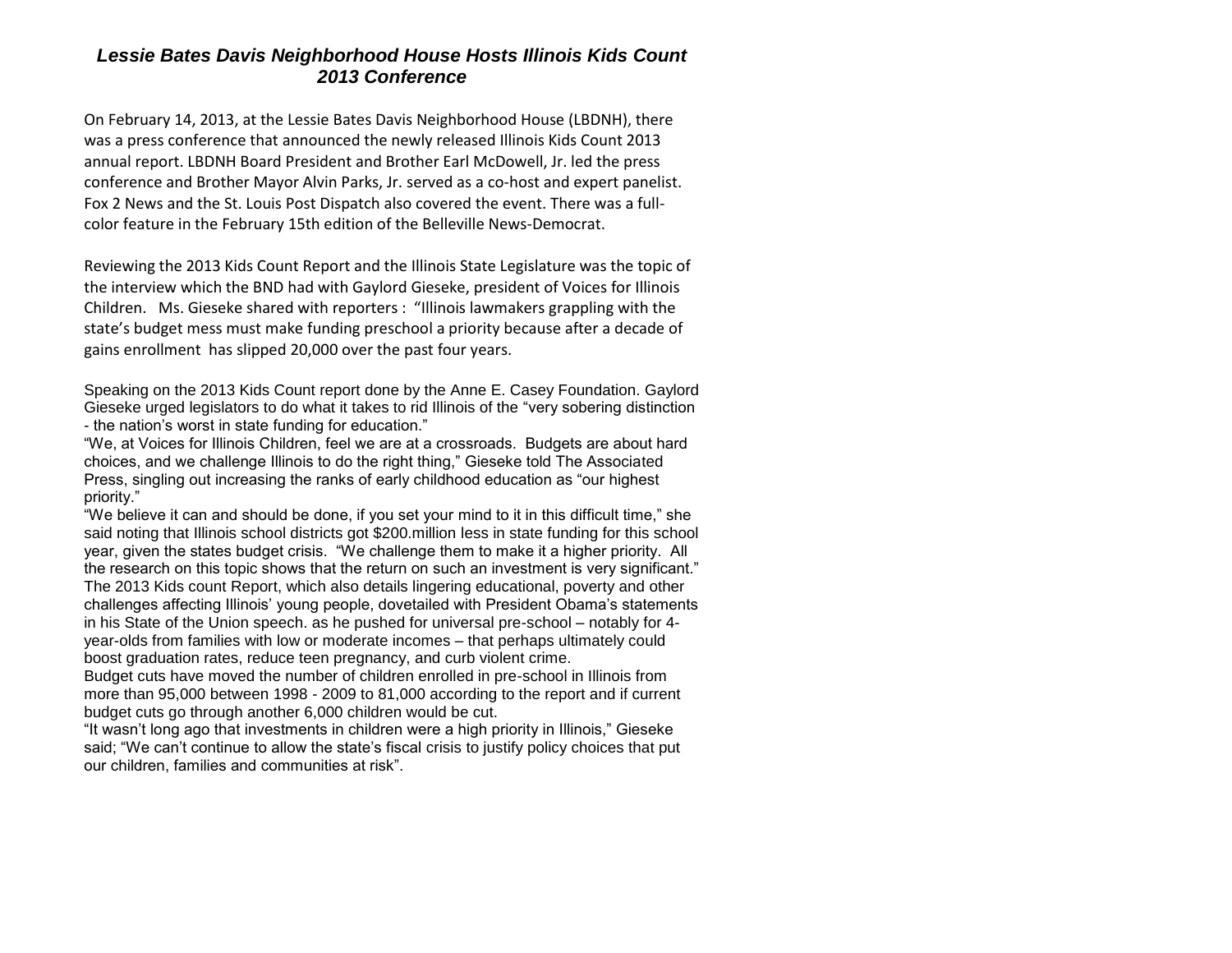## *Lessie Bates Davis Neighborhood House Hosts Illinois Kids Count 2013 Conference*

On February 14, 2013, at the Lessie Bates Davis Neighborhood House (LBDNH), there was a press conference that announced the newly released Illinois Kids Count 2013 annual report. LBDNH Board President and Brother Earl McDowell, Jr. led the press conference and Brother Mayor Alvin Parks, Jr. served as a co-host and expert panelist. Fox 2 News and the St. Louis Post Dispatch also covered the event. There was a full-color feature in the February 15th edition of the Belleville News-Democrat.

Reviewing the 2013 Kids Count Report and the Illinois State Legislature was the topic of the interview which the BND had with Gaylord Gieseke, president of Voices for Illinois Children. Ms. Gieseke shared with reporters : "Illinois lawmakers grappling with the state's budget mess must make funding preschool a priority because after a decade of gains enrollment has slipped 20,000 over the past four years.

Speaking on the 2013 Kids Count report done by the Anne E. Casey Foundation. Gaylord Gieseke urged legislators to do what it takes to rid Illinois of the "very sobering distinction - the nation's worst in state funding for education."

"We, at Voices for Illinois Children, feel we are at a crossroads. Budgets are about hard choices, and we challenge Illinois to do the right thing," Gieseke told The Associated Press, singling out increasing the ranks of early childhood education as "our highest priority."

"We believe it can and should be done, if you set your mind to it in this difficult time," she said noting that Illinois school districts got $200.million less in state funding for this school year, given the states budget crisis. "We challenge them to make it a higher priority. All the research on this topic shows that the return on such an investment is very significant."

The 2013 Kids count Report, which also details lingering educational, poverty and other challenges affecting Illinois' young people, dovetailed with President Obama's statements in his State of the Union speech. as he pushed for universal pre-school – notably for 4-year-olds from families with low or moderate incomes – that perhaps ultimately could boost graduation rates, reduce teen pregnancy, and curb violent crime.

Budget cuts have moved the number of children enrolled in pre-school in Illinois from more than 95,000 between 1998 - 2009 to 81,000 according to the report and if current budget cuts go through another 6,000 children would be cut.

"It wasn't long ago that investments in children were a high priority in Illinois," Gieseke said; "We can't continue to allow the state's fiscal crisis to justify policy choices that put our children, families and communities at risk".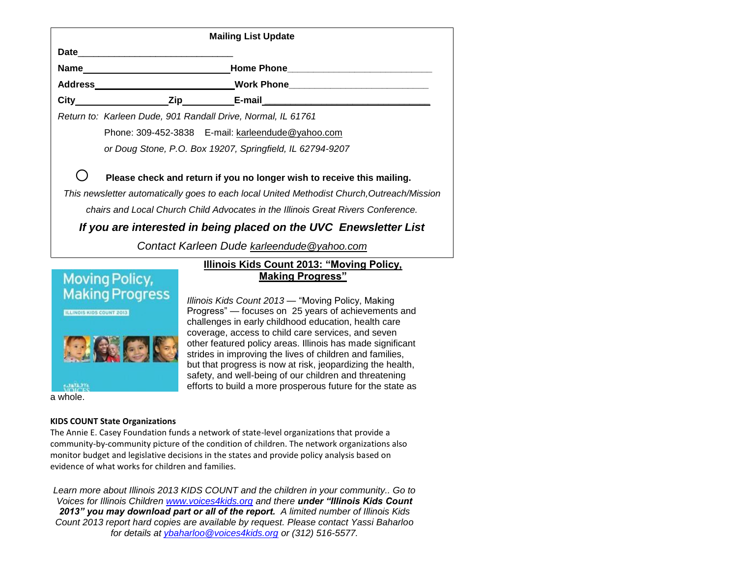**Mailing List Update**

**Date**______________________________

**Name**_____________________________ **Home Phone**____________________________

**Address**___________________________ **Work Phone**___________________________

**City**__________________ **Zip**__________ **E-mail**________________________________

*Return to: Karleen Dude, 901 Randall Drive, Normal, IL 61761*

Phone: 309-452-3838    E-mail: karleendude@yahoo.com

*or Doug Stone, P.O. Box 19207, Springfield, IL 62794-9207*

○ **Please check and return if you no longer wish to receive this mailing.**

*This newsletter automatically goes to each local United Methodist Church,Outreach/Mission chairs and Local Church Child Advocates in the Illinois Great Rivers Conference.*

***If you are interested in being placed on the UVC Enewsletter List***

*Contact Karleen Dude karleendude@yahoo.com*

## Illinois Kids Count 2013: "Moving Policy, Making Progress"

*Illinois Kids Count 2013* — "Moving Policy, Making Progress" — focuses on 25 years of achievements and challenges in early childhood education, health care coverage, access to child care services, and seven other featured policy areas. Illinois has made significant strides in improving the lives of children and families, but that progress is now at risk, jeopardizing the health, safety, and well-being of our children and threatening efforts to build a more prosperous future for the state as a whole.

**KIDS COUNT State Organizations**

The Annie E. Casey Foundation funds a network of state-level organizations that provide a community-by-community picture of the condition of children. The network organizations also monitor budget and legislative decisions in the states and provide policy analysis based on evidence of what works for children and families.

*Learn more about Illinois 2013 KIDS COUNT and the children in your community.. Go to Voices for Illinois Children www.voices4kids.org and there* ***under "Illinois Kids Count 2013" you may download part or all of the report.*** *A limited number of Illinois Kids Count 2013 report hard copies are available by request. Please contact Yassi Baharloo for details at ybaharloo@voices4kids.org or (312) 516-5577.*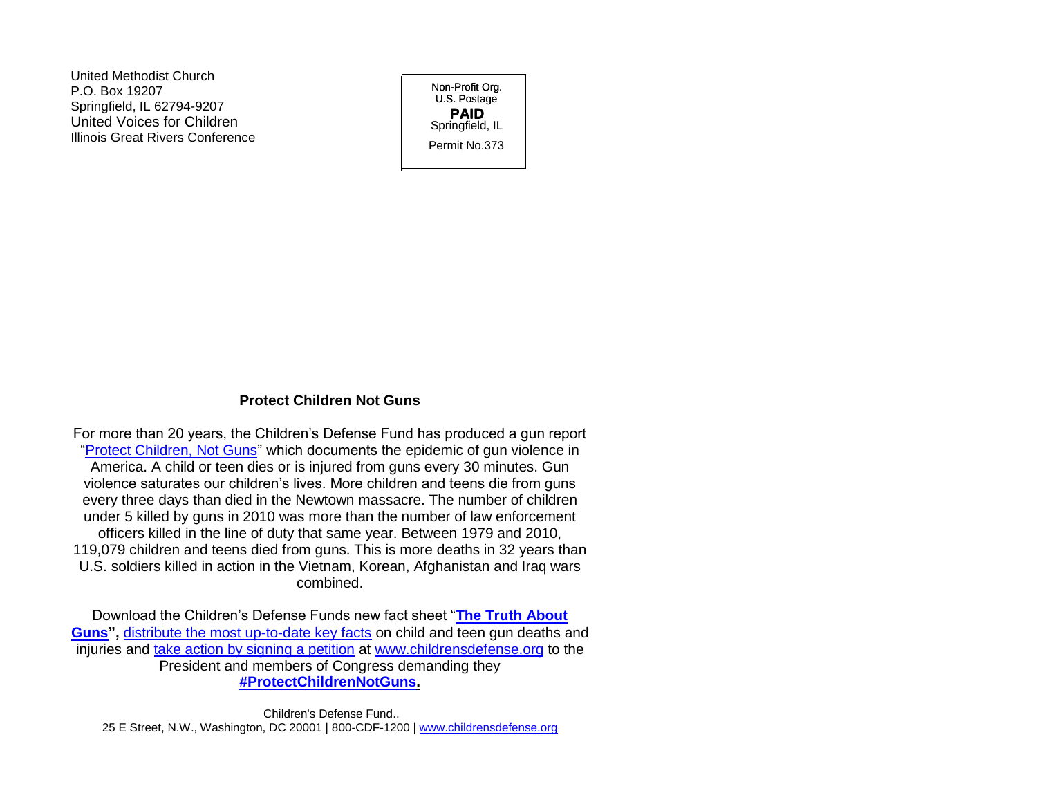United Methodist Church
P.O. Box 19207
Springfield, IL 62794-9207
United Voices for Children
Illinois Great Rivers Conference

Non-Profit Org.
U.S. Postage
**PAID**
Springfield, IL
Permit No.373

**Protect Children Not Guns**

For more than 20 years, the Children's Defense Fund has produced a gun report "Protect Children, Not Guns" which documents the epidemic of gun violence in America. A child or teen dies or is injured from guns every 30 minutes. Gun violence saturates our children's lives. More children and teens die from guns every three days than died in the Newtown massacre. The number of children under 5 killed by guns in 2010 was more than the number of law enforcement officers killed in the line of duty that same year. Between 1979 and 2010, 119,079 children and teens died from guns. This is more deaths in 32 years than U.S. soldiers killed in action in the Vietnam, Korean, Afghanistan and Iraq wars combined.

Download the Children's Defense Funds new fact sheet "**The Truth About Guns**", distribute the most up-to-date key facts on child and teen gun deaths and injuries and take action by signing a petition at www.childrensdefense.org to the President and members of Congress demanding they **#ProtectChildrenNotGuns.**

Children's Defense Fund..
25 E Street, N.W., Washington, DC 20001 | 800-CDF-1200 | www.childrensdefense.org